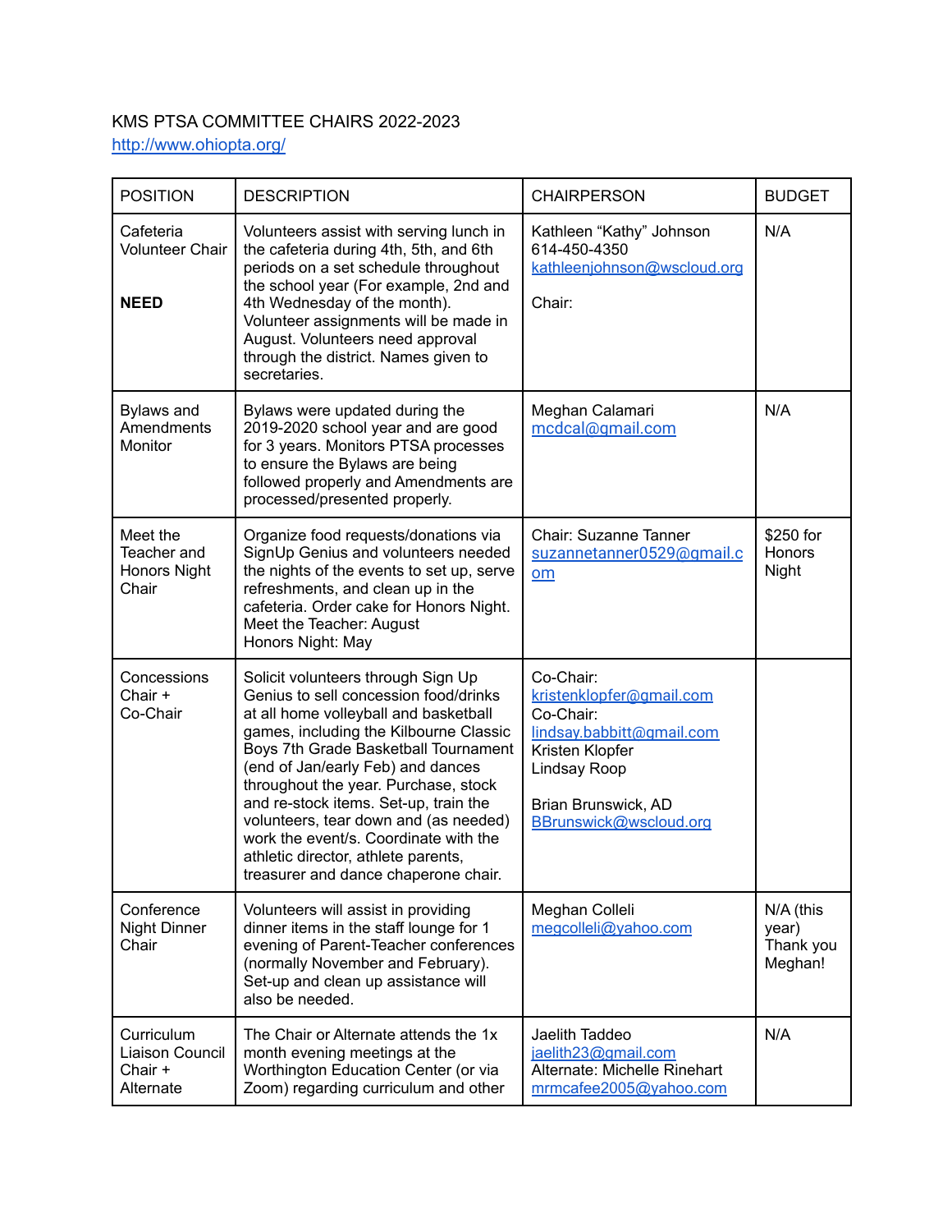KMS PTSA COMMITTEE CHAIRS 2022-2023
http://www.ohiopta.org/

| POSITION | DESCRIPTION | CHAIRPERSON | BUDGET |
|---|---|---|---|
| Cafeteria Volunteer Chair<br><br>**NEED** | Volunteers assist with serving lunch in the cafeteria during 4th, 5th, and 6th periods on a set schedule throughout the school year (For example, 2nd and 4th Wednesday of the month). Volunteer assignments will be made in August. Volunteers need approval through the district. Names given to secretaries. | Kathleen "Kathy" Johnson<br>614-450-4350<br>kathleenjohnson@wscloud.org<br><br>Chair: | N/A |
| Bylaws and Amendments Monitor | Bylaws were updated during the 2019-2020 school year and are good for 3 years. Monitors PTSA processes to ensure the Bylaws are being followed properly and Amendments are processed/presented properly. | Meghan Calamari<br>mcdcal@gmail.com | N/A |
| Meet the Teacher and Honors Night Chair | Organize food requests/donations via SignUp Genius and volunteers needed the nights of the events to set up, serve refreshments, and clean up in the cafeteria. Order cake for Honors Night.<br>Meet the Teacher: August<br>Honors Night: May | Chair: Suzanne Tanner<br>suzannetanner0529@gmail.com | $250 for Honors Night |
| Concessions Chair + Co-Chair | Solicit volunteers through Sign Up Genius to sell concession food/drinks at all home volleyball and basketball games, including the Kilbourne Classic Boys 7th Grade Basketball Tournament (end of Jan/early Feb) and dances throughout the year. Purchase, stock and re-stock items. Set-up, train the volunteers, tear down and (as needed) work the event/s. Coordinate with the athletic director, athlete parents, treasurer and dance chaperone chair. | Co-Chair:<br>kristenklopfer@gmail.com<br>Co-Chair:<br>lindsay.babbitt@gmail.com<br>Kristen Klopfer<br>Lindsay Roop<br><br>Brian Brunswick, AD<br>BBrunswick@wscloud.org | |
| Conference Night Dinner Chair | Volunteers will assist in providing dinner items in the staff lounge for 1 evening of Parent-Teacher conferences (normally November and February). Set-up and clean up assistance will also be needed. | Meghan Colleli<br>megcolleli@yahoo.com | N/A (this year) Thank you Meghan! |
| Curriculum Liaison Council Chair + Alternate | The Chair or Alternate attends the 1x month evening meetings at the Worthington Education Center (or via Zoom) regarding curriculum and other | Jaelith Taddeo<br>jaelith23@gmail.com<br>Alternate: Michelle Rinehart<br>mrmcafee2005@yahoo.com | N/A |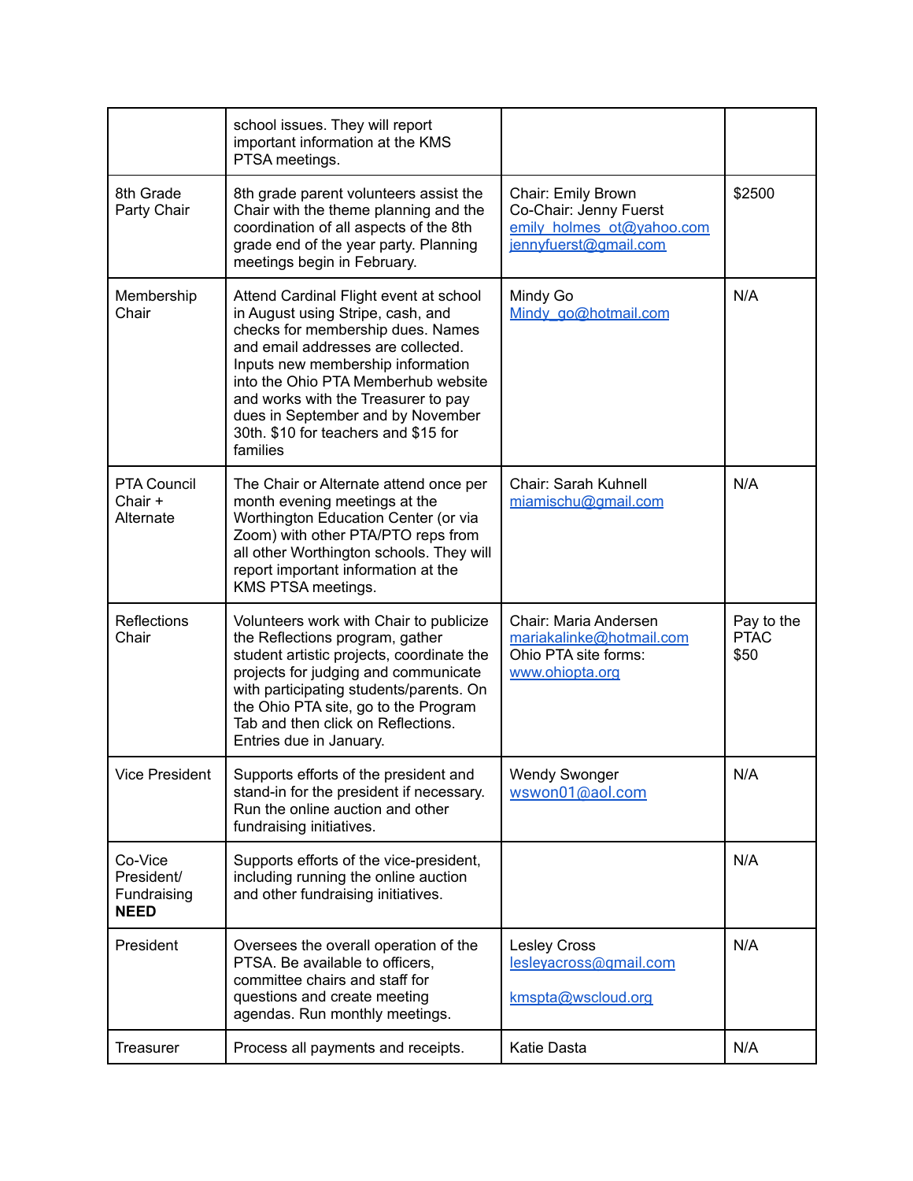|  |  |  |  |
|---|---|---|---|
|  | school issues. They will report important information at the KMS PTSA meetings. |  |  |
| 8th Grade Party Chair | 8th grade parent volunteers assist the Chair with the theme planning and the coordination of all aspects of the 8th grade end of the year party. Planning meetings begin in February. | Chair: Emily Brown<br>Co-Chair: Jenny Fuerst<br>emily_holmes_ot@yahoo.com<br>jennyfuerst@gmail.com | $2500 |
| Membership Chair | Attend Cardinal Flight event at school in August using Stripe, cash, and checks for membership dues. Names and email addresses are collected. Inputs new membership information into the Ohio PTA Memberhub website and works with the Treasurer to pay dues in September and by November 30th. $10 for teachers and $15 for families | Mindy Go<br>Mindy_go@hotmail.com | N/A |
| PTA Council Chair + Alternate | The Chair or Alternate attend once per month evening meetings at the Worthington Education Center (or via Zoom) with other PTA/PTO reps from all other Worthington schools. They will report important information at the KMS PTSA meetings. | Chair: Sarah Kuhnell<br>miamischu@gmail.com | N/A |
| Reflections Chair | Volunteers work with Chair to publicize the Reflections program, gather student artistic projects, coordinate the projects for judging and communicate with participating students/parents. On the Ohio PTA site, go to the Program Tab and then click on Reflections. Entries due in January. | Chair: Maria Andersen<br>mariakalinke@hotmail.com<br>Ohio PTA site forms:<br>www.ohiopta.org | Pay to the PTAC $50 |
| Vice President | Supports efforts of the president and stand-in for the president if necessary. Run the online auction and other fundraising initiatives. | Wendy Swonger<br>wswon01@aol.com | N/A |
| Co-Vice President/ Fundraising **NEED** | Supports efforts of the vice-president, including running the online auction and other fundraising initiatives. |  | N/A |
| President | Oversees the overall operation of the PTSA. Be available to officers, committee chairs and staff for questions and create meeting agendas. Run monthly meetings. | Lesley Cross<br>lesleyacross@gmail.com<br><br>kmspta@wscloud.org | N/A |
| Treasurer | Process all payments and receipts. | Katie Dasta | N/A |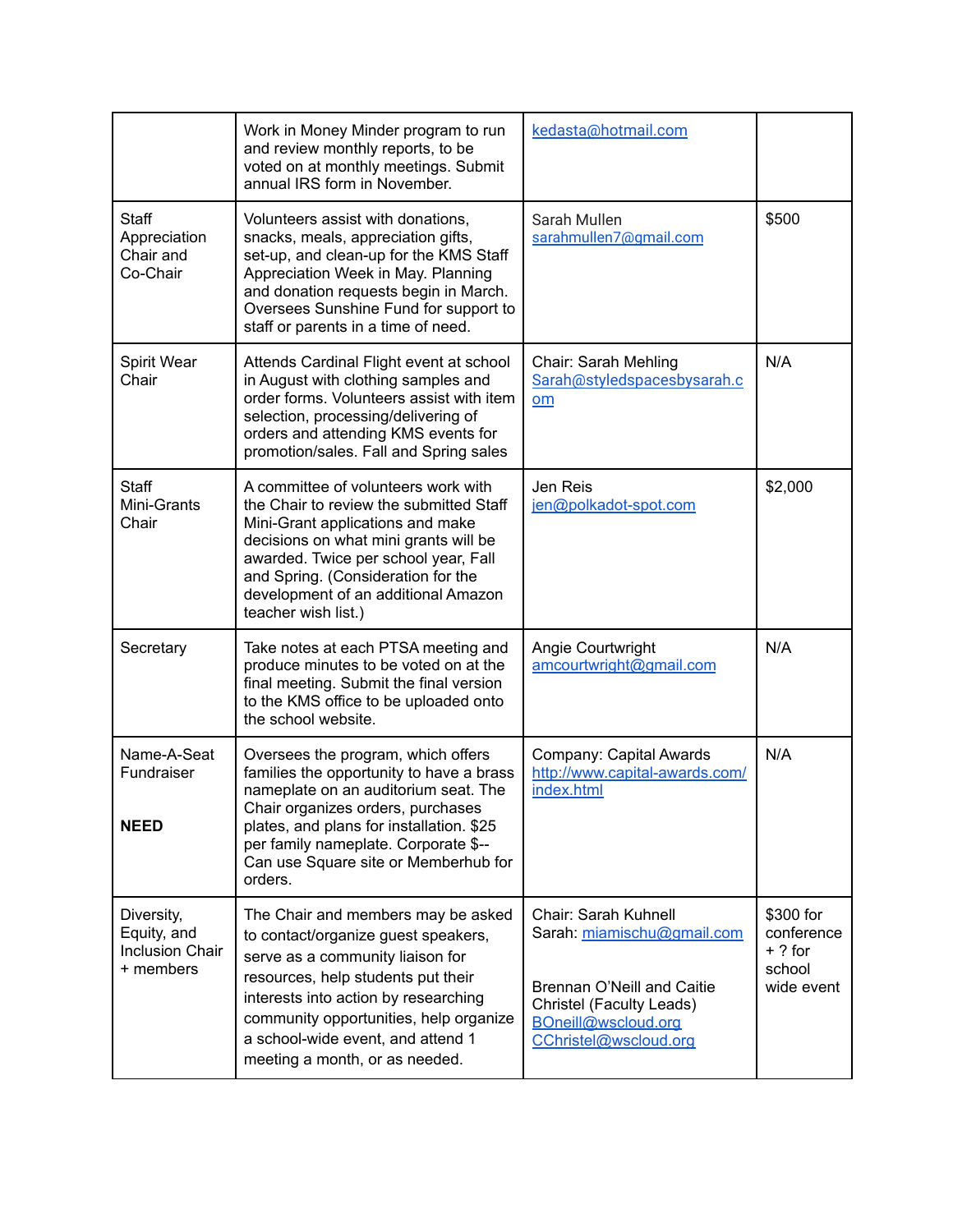| | | | |
|---|---|---|---|
| | Work in Money Minder program to run and review monthly reports, to be voted on at monthly meetings. Submit annual IRS form in November. | kedasta@hotmail.com | |
| Staff Appreciation Chair and Co-Chair | Volunteers assist with donations, snacks, meals, appreciation gifts, set-up, and clean-up for the KMS Staff Appreciation Week in May. Planning and donation requests begin in March. Oversees Sunshine Fund for support to staff or parents in a time of need. | Sarah Mullen sarahmullen7@gmail.com | $500 |
| Spirit Wear Chair | Attends Cardinal Flight event at school in August with clothing samples and order forms. Volunteers assist with item selection, processing/delivering of orders and attending KMS events for promotion/sales. Fall and Spring sales | Chair: Sarah Mehling Sarah@styledspacesbysarah.com | N/A |
| Staff Mini-Grants Chair | A committee of volunteers work with the Chair to review the submitted Staff Mini-Grant applications and make decisions on what mini grants will be awarded. Twice per school year, Fall and Spring. (Consideration for the development of an additional Amazon teacher wish list.) | Jen Reis jen@polkadot-spot.com | $2,000 |
| Secretary | Take notes at each PTSA meeting and produce minutes to be voted on at the final meeting. Submit the final version to the KMS office to be uploaded onto the school website. | Angie Courtwright amcourtwright@gmail.com | N/A |
| Name-A-Seat Fundraiser<br><br>**NEED** | Oversees the program, which offers families the opportunity to have a brass nameplate on an auditorium seat. The Chair organizes orders, purchases plates, and plans for installation. $25 per family nameplate. Corporate $-- Can use Square site or Memberhub for orders. | Company: Capital Awards http://www.capital-awards.com/index.html | N/A |
| Diversity, Equity, and Inclusion Chair + members | The Chair and members may be asked to contact/organize guest speakers, serve as a community liaison for resources, help students put their interests into action by researching community opportunities, help organize a school-wide event, and attend 1 meeting a month, or as needed. | Chair: Sarah Kuhnell Sarah: miamischu@gmail.com<br><br>Brennan O'Neill and Caitie Christel (Faculty Leads) BOneill@wscloud.org CChristel@wscloud.org | $300 for conference + ? for school wide event |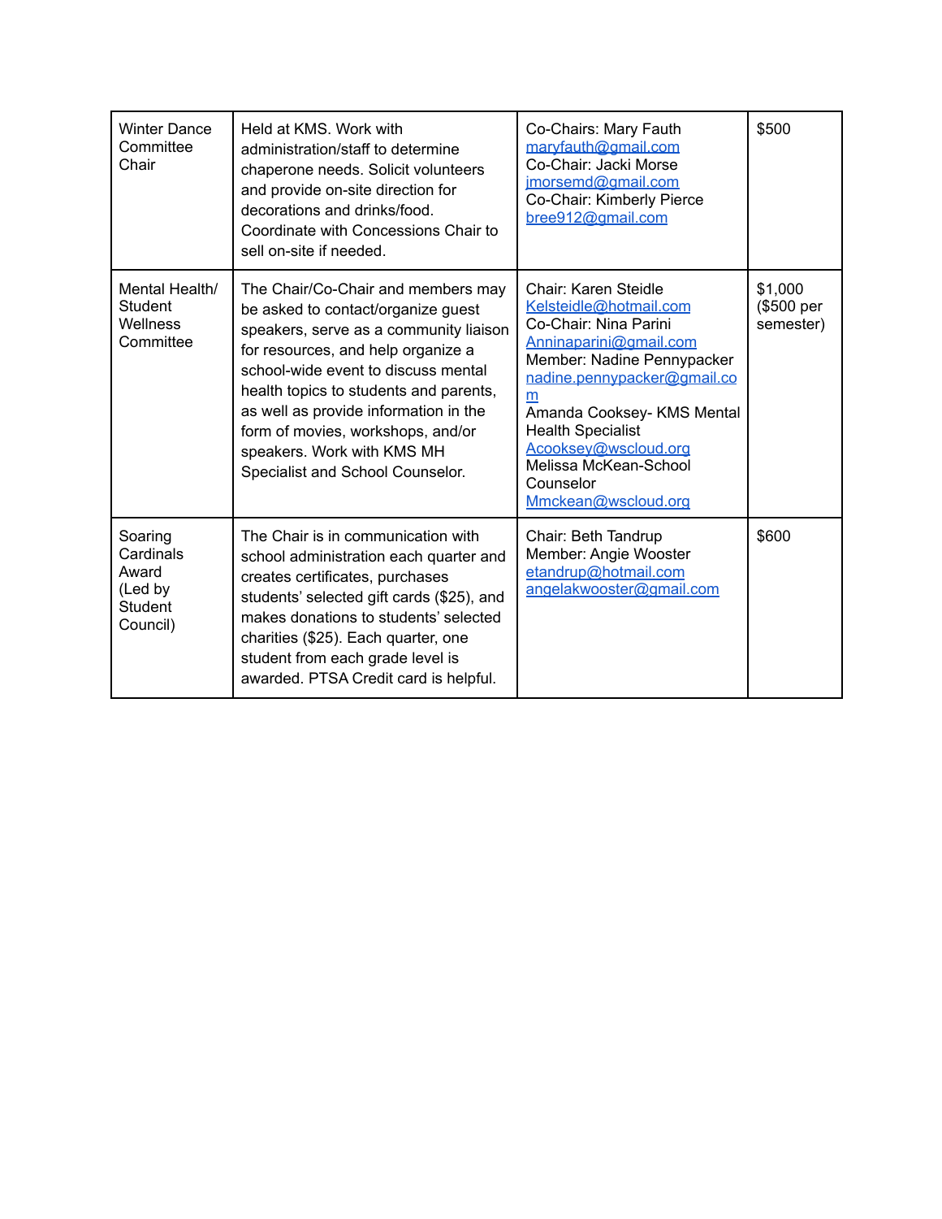| | | | |
|---|---|---|---|
| Winter Dance Committee Chair | Held at KMS. Work with administration/staff to determine chaperone needs. Solicit volunteers and provide on-site direction for decorations and drinks/food. Coordinate with Concessions Chair to sell on-site if needed. | Co-Chairs: Mary Fauth maryfauth@gmail.com<br>Co-Chair: Jacki Morse jmorsemd@gmail.com<br>Co-Chair: Kimberly Pierce bree912@gmail.com | $500 |
| Mental Health/ Student Wellness Committee | The Chair/Co-Chair and members may be asked to contact/organize guest speakers, serve as a community liaison for resources, and help organize a school-wide event to discuss mental health topics to students and parents, as well as provide information in the form of movies, workshops, and/or speakers. Work with KMS MH Specialist and School Counselor. | Chair: Karen Steidle Kelsteidle@hotmail.com<br>Co-Chair: Nina Parini Anninaparini@gmail.com<br>Member: Nadine Pennypacker nadine.pennypacker@gmail.com<br>Amanda Cooksey- KMS Mental Health Specialist Acooksey@wscloud.org<br>Melissa McKean-School Counselor Mmckean@wscloud.org | $1,000 ($500 per semester) |
| Soaring Cardinals Award (Led by Student Council) | The Chair is in communication with school administration each quarter and creates certificates, purchases students' selected gift cards ($25), and makes donations to students' selected charities ($25). Each quarter, one student from each grade level is awarded. PTSA Credit card is helpful. | Chair: Beth Tandrup<br>Member: Angie Wooster<br>etandrup@hotmail.com<br>angelakwooster@gmail.com | $600 |